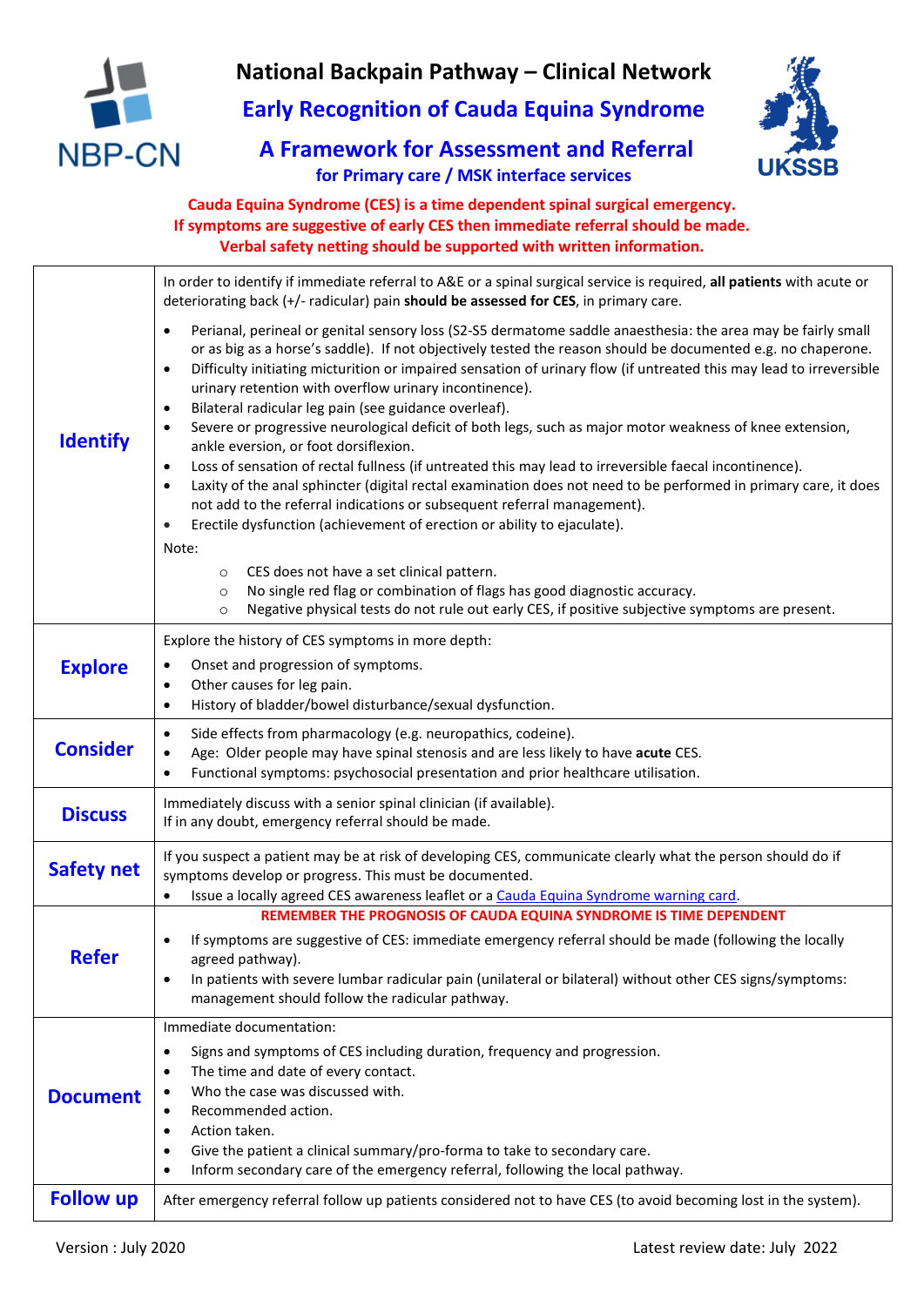# National Backpain Pathway – Clinical Network

## Early Recognition of Cauda Equina Syndrome

## A Framework for Assessment and Referral

### for Primary care / MSK interface services

**Cauda Equina Syndrome (CES) is a time dependent spinal surgical emergency.**
**If symptoms are suggestive of early CES then immediate referral should be made.**
**Verbal safety netting should be supported with written information.**

| | |
|---|---|
| **Identify** | In order to identify if immediate referral to A&E or a spinal surgical service is required, **all patients** with acute or deteriorating back (+/- radicular) pain **should be assessed for CES**, in primary care.<br><br>• Perianal, perineal or genital sensory loss (S2-S5 dermatome saddle anaesthesia: the area may be fairly small or as big as a horse's saddle). If not objectively tested the reason should be documented e.g. no chaperone.<br>• Difficulty initiating micturition or impaired sensation of urinary flow (if untreated this may lead to irreversible urinary retention with overflow urinary incontinence).<br>• Bilateral radicular leg pain (see guidance overleaf).<br>• Severe or progressive neurological deficit of both legs, such as major motor weakness of knee extension, ankle eversion, or foot dorsiflexion.<br>• Loss of sensation of rectal fullness (if untreated this may lead to irreversible faecal incontinence).<br>• Laxity of the anal sphincter (digital rectal examination does not need to be performed in primary care, it does not add to the referral indications or subsequent referral management).<br>• Erectile dysfunction (achievement of erection or ability to ejaculate).<br><br>Note:<br>○ CES does not have a set clinical pattern.<br>○ No single red flag or combination of flags has good diagnostic accuracy.<br>○ Negative physical tests do not rule out early CES, if positive subjective symptoms are present. |
| **Explore** | Explore the history of CES symptoms in more depth:<br>• Onset and progression of symptoms.<br>• Other causes for leg pain.<br>• History of bladder/bowel disturbance/sexual dysfunction. |
| **Consider** | • Side effects from pharmacology (e.g. neuropathics, codeine).<br>• Age: Older people may have spinal stenosis and are less likely to have **acute** CES.<br>• Functional symptoms: psychosocial presentation and prior healthcare utilisation. |
| **Discuss** | Immediately discuss with a senior spinal clinician (if available).<br>If in any doubt, emergency referral should be made. |
| **Safety net** | If you suspect a patient may be at risk of developing CES, communicate clearly what the person should do if symptoms develop or progress. This must be documented.<br>• Issue a locally agreed CES awareness leaflet or a Cauda Equina Syndrome warning card. |
| **Refer** | **REMEMBER THE PROGNOSIS OF CAUDA EQUINA SYNDROME IS TIME DEPENDENT**<br>• If symptoms are suggestive of CES: immediate emergency referral should be made (following the locally agreed pathway).<br>• In patients with severe lumbar radicular pain (unilateral or bilateral) without other CES signs/symptoms: management should follow the radicular pathway. |
| **Document** | Immediate documentation:<br>• Signs and symptoms of CES including duration, frequency and progression.<br>• The time and date of every contact.<br>• Who the case was discussed with.<br>• Recommended action.<br>• Action taken.<br>• Give the patient a clinical summary/pro-forma to take to secondary care.<br>• Inform secondary care of the emergency referral, following the local pathway. |
| **Follow up** | After emergency referral follow up patients considered not to have CES (to avoid becoming lost in the system). |

Version : July 2020

Latest review date: July 2022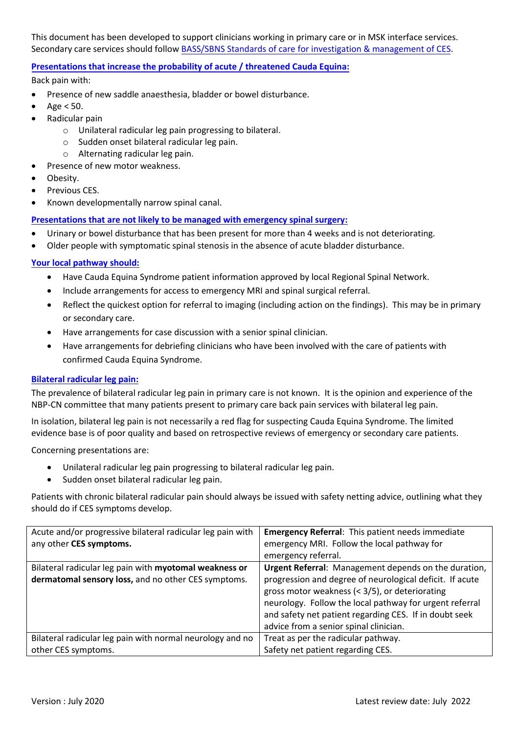This document has been developed to support clinicians working in primary care or in MSK interface services. Secondary care services should follow BASS/SBNS Standards of care for investigation & management of CES.

### Presentations that increase the probability of acute / threatened Cauda Equina:

Back pain with:

- Presence of new saddle anaesthesia, bladder or bowel disturbance.
- Age < 50.
- Radicular pain
  - Unilateral radicular leg pain progressing to bilateral.
  - Sudden onset bilateral radicular leg pain.
  - Alternating radicular leg pain.
- Presence of new motor weakness.
- Obesity.
- Previous CES.
- Known developmentally narrow spinal canal.

### Presentations that are not likely to be managed with emergency spinal surgery:

- Urinary or bowel disturbance that has been present for more than 4 weeks and is not deteriorating.
- Older people with symptomatic spinal stenosis in the absence of acute bladder disturbance.

### Your local pathway should:

- Have Cauda Equina Syndrome patient information approved by local Regional Spinal Network.
- Include arrangements for access to emergency MRI and spinal surgical referral.
- Reflect the quickest option for referral to imaging (including action on the findings). This may be in primary or secondary care.
- Have arrangements for case discussion with a senior spinal clinician.
- Have arrangements for debriefing clinicians who have been involved with the care of patients with confirmed Cauda Equina Syndrome.

### Bilateral radicular leg pain:

The prevalence of bilateral radicular leg pain in primary care is not known. It is the opinion and experience of the NBP-CN committee that many patients present to primary care back pain services with bilateral leg pain.

In isolation, bilateral leg pain is not necessarily a red flag for suspecting Cauda Equina Syndrome. The limited evidence base is of poor quality and based on retrospective reviews of emergency or secondary care patients.

Concerning presentations are:

- Unilateral radicular leg pain progressing to bilateral radicular leg pain.
- Sudden onset bilateral radicular leg pain.

Patients with chronic bilateral radicular pain should always be issued with safety netting advice, outlining what they should do if CES symptoms develop.

| | |
|---|---|
| Acute and/or progressive bilateral radicular leg pain with any other **CES symptoms.** | **Emergency Referral**: This patient needs immediate emergency MRI. Follow the local pathway for emergency referral. |
| Bilateral radicular leg pain with **myotomal weakness or dermatomal sensory loss,** and no other CES symptoms. | **Urgent Referral**: Management depends on the duration, progression and degree of neurological deficit. If acute gross motor weakness (< 3/5), or deteriorating neurology. Follow the local pathway for urgent referral and safety net patient regarding CES. If in doubt seek advice from a senior spinal clinician. |
| Bilateral radicular leg pain with normal neurology and no other CES symptoms. | Treat as per the radicular pathway. Safety net patient regarding CES. |

Version : July 2020

Latest review date: July 2022